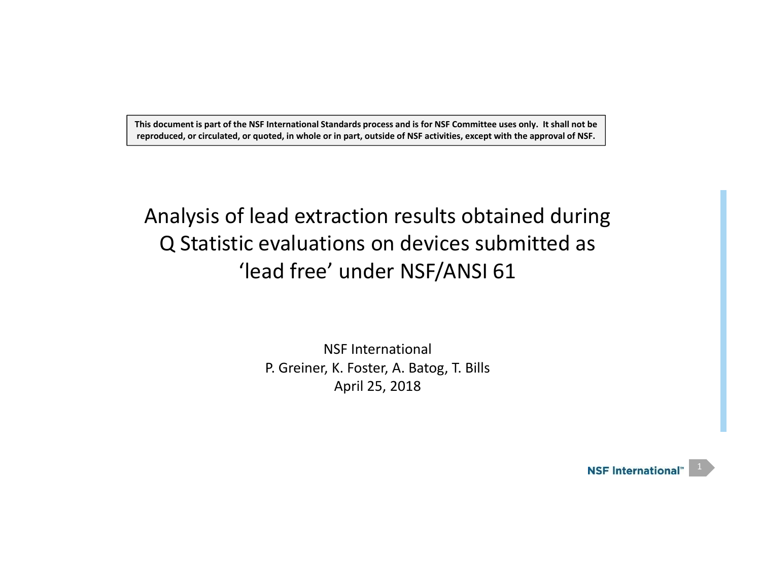**This document is part of the NSF International Standards process and is for NSF Committee uses only. It shall not be reproduced, or circulated, or quoted, in whole or in part, outside of NSF activities, except with the approval of NSF.**

# Analysis of lead extraction results obtained during Q Statistic evaluations on devices submitted as 'lead free' under NSF/ANSI 61

NSF International

P. Greiner, K. Foster, A. Batog, T. Bills

April 25, 2018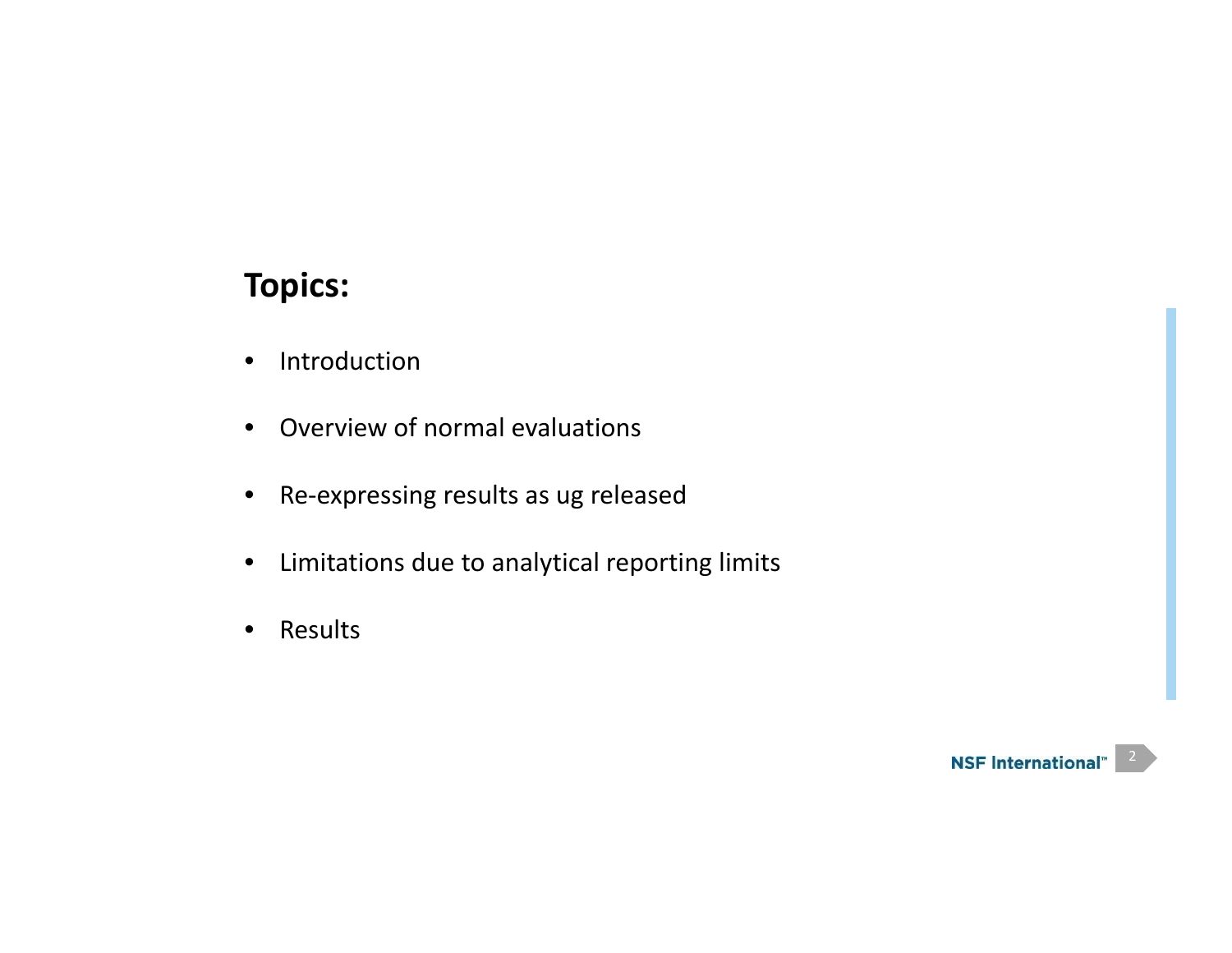## Topics:

- Introduction
- Overview of normal evaluations
- Re-expressing results as ug released
- Limitations due to analytical reporting limits
- Results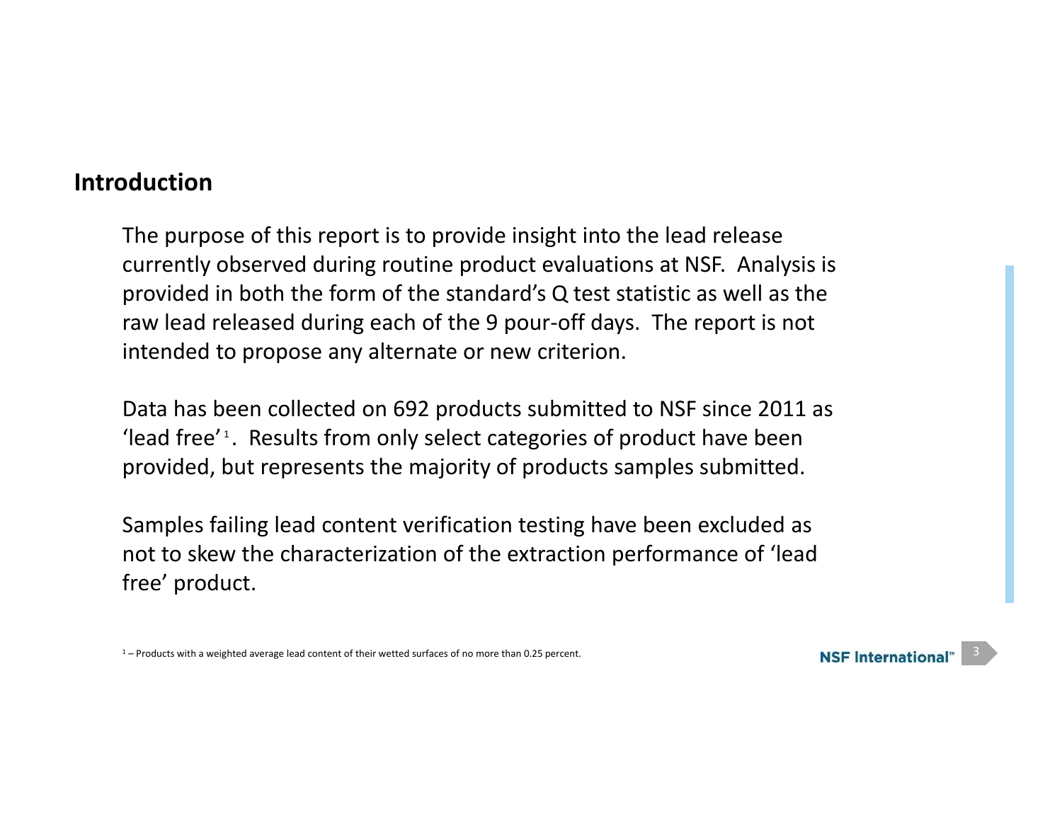## Introduction

The purpose of this report is to provide insight into the lead release currently observed during routine product evaluations at NSF. Analysis is provided in both the form of the standard's Q test statistic as well as the raw lead released during each of the 9 pour-off days. The report is not intended to propose any alternate or new criterion.

Data has been collected on 692 products submitted to NSF since 2011 as 'lead free'[1]. Results from only select categories of product have been provided, but represents the majority of products samples submitted.

Samples failing lead content verification testing have been excluded as not to skew the characterization of the extraction performance of 'lead free' product.

[1] – Products with a weighted average lead content of their wetted surfaces of no more than 0.25 percent.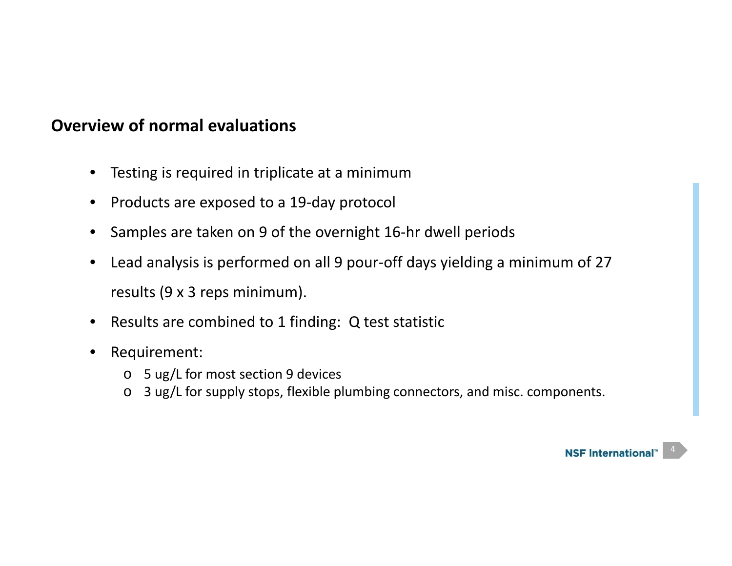## Overview of normal evaluations

- Testing is required in triplicate at a minimum
- Products are exposed to a 19-day protocol
- Samples are taken on 9 of the overnight 16-hr dwell periods
- Lead analysis is performed on all 9 pour-off days yielding a minimum of 27 results (9 x 3 reps minimum).
- Results are combined to 1 finding: Q test statistic
- Requirement:
  - 5 ug/L for most section 9 devices
  - 3 ug/L for supply stops, flexible plumbing connectors, and misc. components.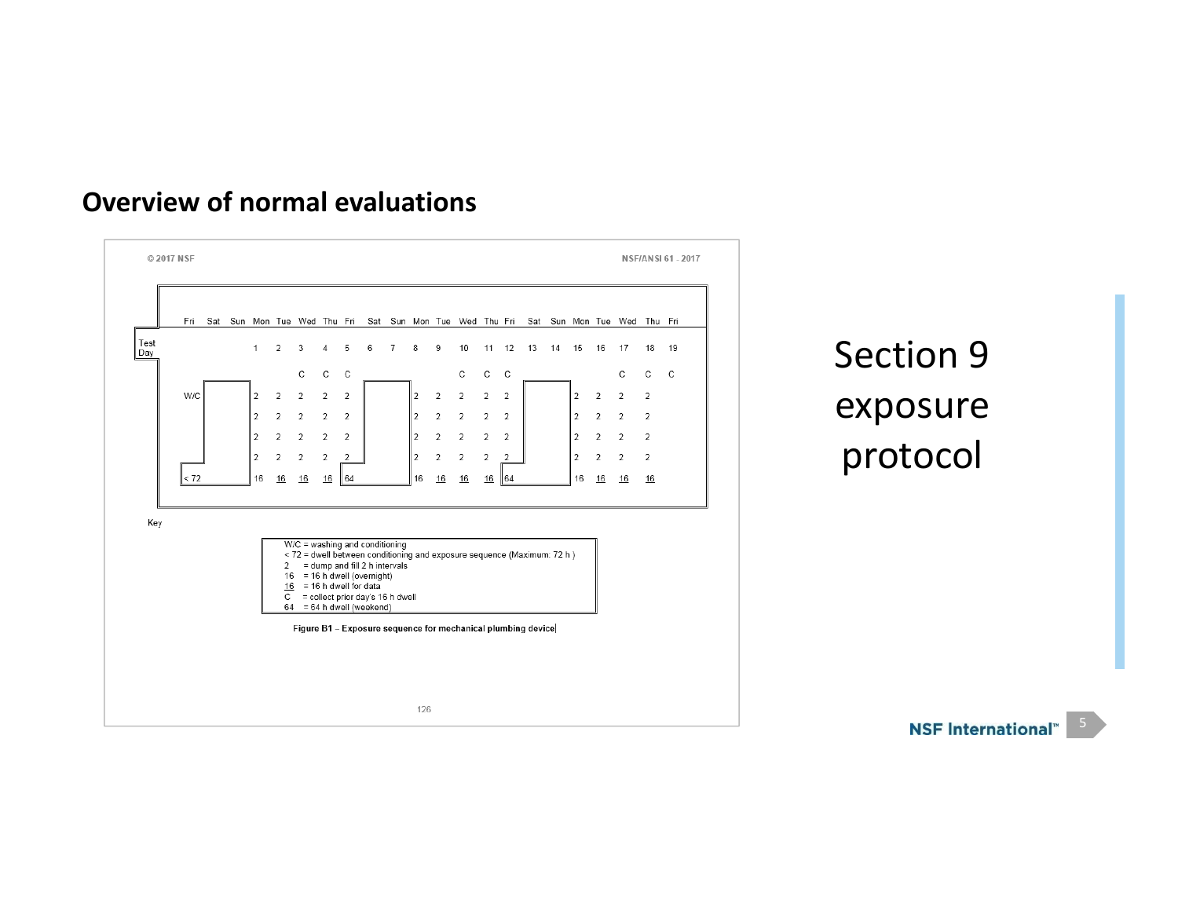## Overview of normal evaluations

© 2017 NSF NSF/ANSI 61 - 2017

| | Fri | Sat | Sun | Mon | Tue | Wed | Thu | Fri | Sat | Sun | Mon | Tue | Wed | Thu | Fri | Sat | Sun | Mon | Tue | Wed | Thu | Fri |
|---|---|---|---|---|---|---|---|---|---|---|---|---|---|---|---|---|---|---|---|---|---|---|
| Test Day | | | | 1 | 2 | 3 | 4 | 5 | 6 | 7 | 8 | 9 | 10 | 11 | 12 | 13 | 14 | 15 | 16 | 17 | 18 | 19 |
| | | | | | | C | C | C | | | | | C | C | C | | | | | C | C | C |
| | W/C | | | 2 | 2 | 2 | 2 | 2 | | | 2 | 2 | 2 | 2 | 2 | | | 2 | 2 | 2 | 2 | |
| | | | | 2 | 2 | 2 | 2 | 2 | | | 2 | 2 | 2 | 2 | 2 | | | 2 | 2 | 2 | 2 | |
| | | | | 2 | 2 | 2 | 2 | 2 | | | 2 | 2 | 2 | 2 | 2 | | | 2 | 2 | 2 | 2 | |
| | | | | 2 | 2 | 2 | 2 | 2 | | | 2 | 2 | 2 | 2 | 2 | | | 2 | 2 | 2 | 2 | |
| | < 72 | | | 16 | 16 | 16 | 16 | 64 | | | 16 | 16 | 16 | 16 | 64 | | | 16 | 16 | 16 | 16 | |

Key

- W/C = washing and conditioning
- < 72 = dwell between conditioning and exposure sequence (Maximum: 72 h)
- 2 = dump and fill 2 h intervals
- 16 = 16 h dwell (overnight)
- 16 = 16 h dwell for data
- C = collect prior day's 16 h dwell
- 64 = 64 h dwell (weekend)

Figure B1 – Exposure sequence for mechanical plumbing device

Section 9 exposure protocol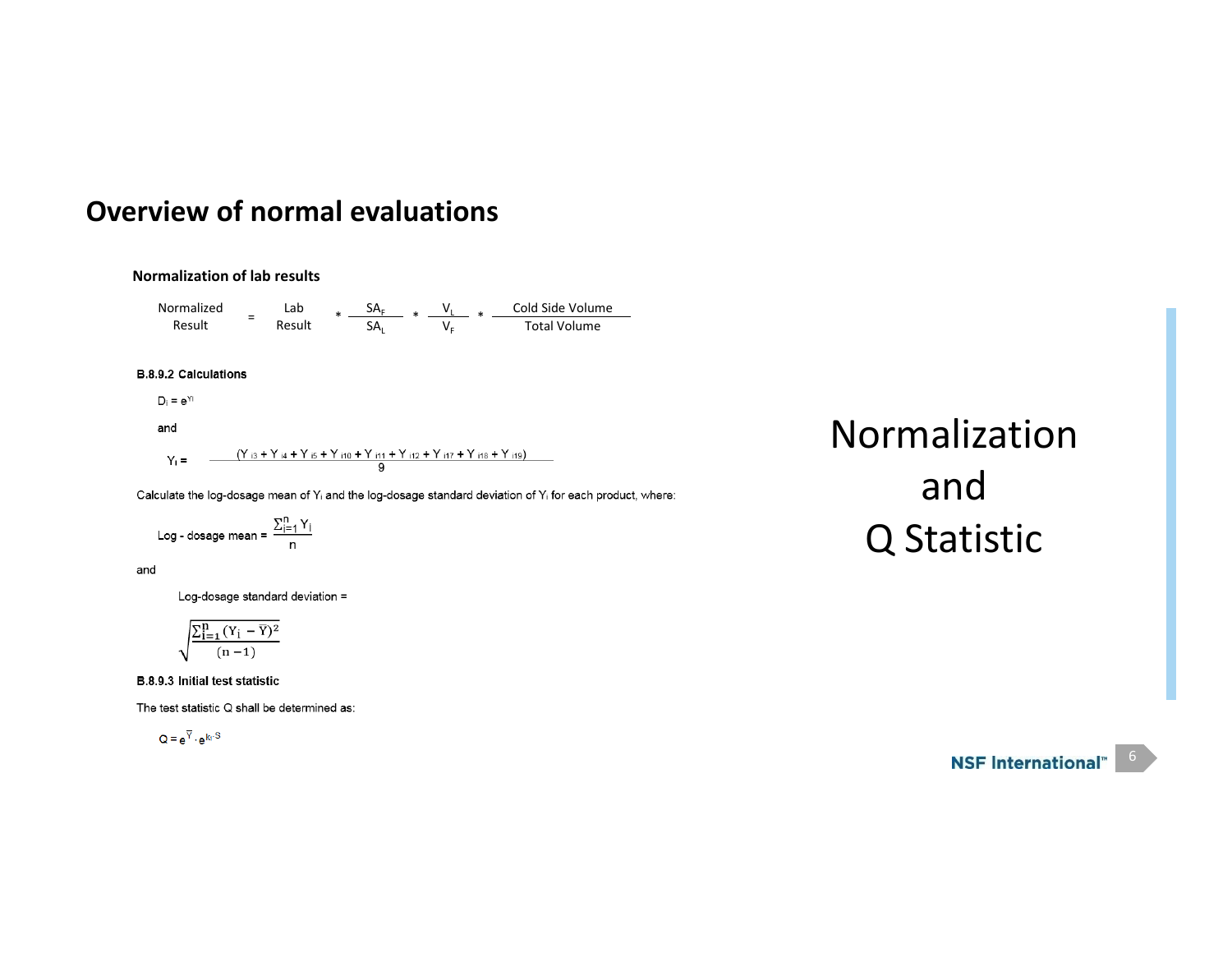# Overview of normal evaluations

**Normalization of lab results**

$$\text{Normalized Result} = \text{Lab Result} * \frac{SA_F}{SA_L} * \frac{V_L}{V_F} * \frac{\text{Cold Side Volume}}{\text{Total Volume}}$$

**B.8.9.2 Calculations**

$D_i = e^{Y_i}$

and

$$Y_i = \frac{(Y_{i3} + Y_{i4} + Y_{i5} + Y_{i10} + Y_{i11} + Y_{i12} + Y_{i17} + Y_{i18} + Y_{i19})}{9}$$

Calculate the log-dosage mean of $Y_i$ and the log-dosage standard deviation of $Y_i$ for each product, where:

$$\text{Log - dosage mean} = \frac{\sum_{i=1}^{n} Y_i}{n}$$

and

Log-dosage standard deviation =

$$\sqrt{\frac{\sum_{i=1}^{n} (Y_i - \bar{Y})^2}{(n-1)}}$$

**B.8.9.3 Initial test statistic**

The test statistic Q shall be determined as:

$$Q = e^{\bar{Y}} \cdot e^{k_1 \cdot S}$$

Normalization and Q Statistic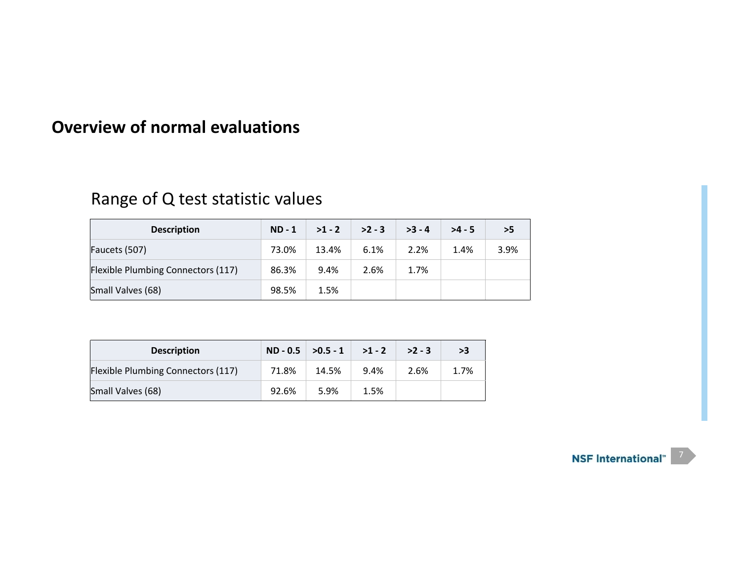# Overview of normal evaluations

## Range of Q test statistic values

| Description | ND - 1 | >1 - 2 | >2 - 3 | >3 - 4 | >4 - 5 | >5 |
|---|---|---|---|---|---|---|
| Faucets (507) | 73.0% | 13.4% | 6.1% | 2.2% | 1.4% | 3.9% |
| Flexible Plumbing Connectors (117) | 86.3% | 9.4% | 2.6% | 1.7% | | |
| Small Valves (68) | 98.5% | 1.5% | | | | |

| Description | ND - 0.5 | >0.5 - 1 | >1 - 2 | >2 - 3 | >3 |
|---|---|---|---|---|---|
| Flexible Plumbing Connectors (117) | 71.8% | 14.5% | 9.4% | 2.6% | 1.7% |
| Small Valves (68) | 92.6% | 5.9% | 1.5% | | |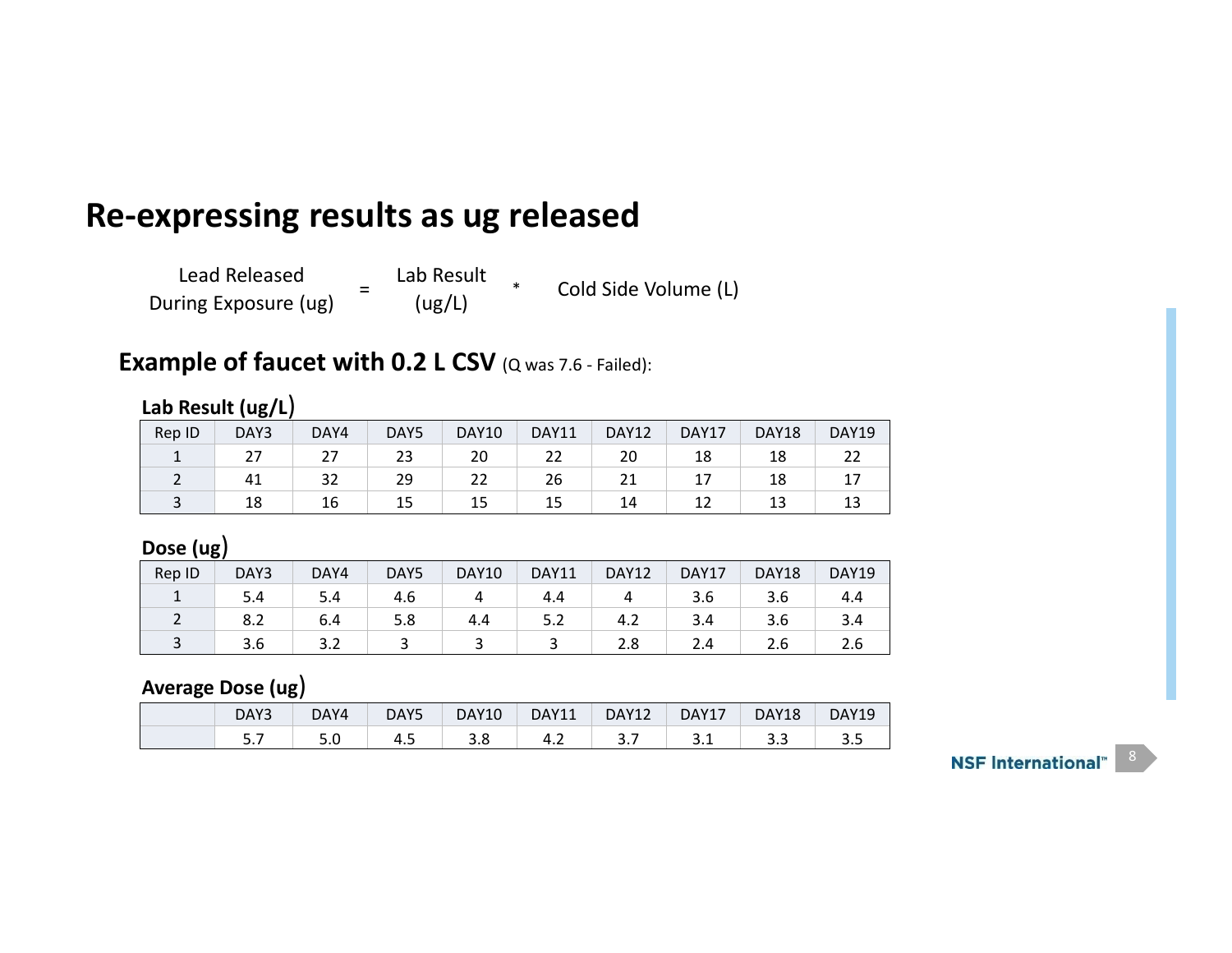# Re-expressing results as ug released

$$\text{Lead Released During Exposure (ug)} = \text{Lab Result (ug/L)} * \text{Cold Side Volume (L)}$$

## Example of faucet with 0.2 L CSV (Q was 7.6 - Failed):

**Lab Result (ug/L)**

| Rep ID | DAY3 | DAY4 | DAY5 | DAY10 | DAY11 | DAY12 | DAY17 | DAY18 | DAY19 |
|---|---|---|---|---|---|---|---|---|---|
| 1 | 27 | 27 | 23 | 20 | 22 | 20 | 18 | 18 | 22 |
| 2 | 41 | 32 | 29 | 22 | 26 | 21 | 17 | 18 | 17 |
| 3 | 18 | 16 | 15 | 15 | 15 | 14 | 12 | 13 | 13 |

**Dose (ug)**

| Rep ID | DAY3 | DAY4 | DAY5 | DAY10 | DAY11 | DAY12 | DAY17 | DAY18 | DAY19 |
|---|---|---|---|---|---|---|---|---|---|
| 1 | 5.4 | 5.4 | 4.6 | 4 | 4.4 | 4 | 3.6 | 3.6 | 4.4 |
| 2 | 8.2 | 6.4 | 5.8 | 4.4 | 5.2 | 4.2 | 3.4 | 3.6 | 3.4 |
| 3 | 3.6 | 3.2 | 3 | 3 | 3 | 2.8 | 2.4 | 2.6 | 2.6 |

**Average Dose (ug)**

| | DAY3 | DAY4 | DAY5 | DAY10 | DAY11 | DAY12 | DAY17 | DAY18 | DAY19 |
|---|---|---|---|---|---|---|---|---|---|
| | 5.7 | 5.0 | 4.5 | 3.8 | 4.2 | 3.7 | 3.1 | 3.3 | 3.5 |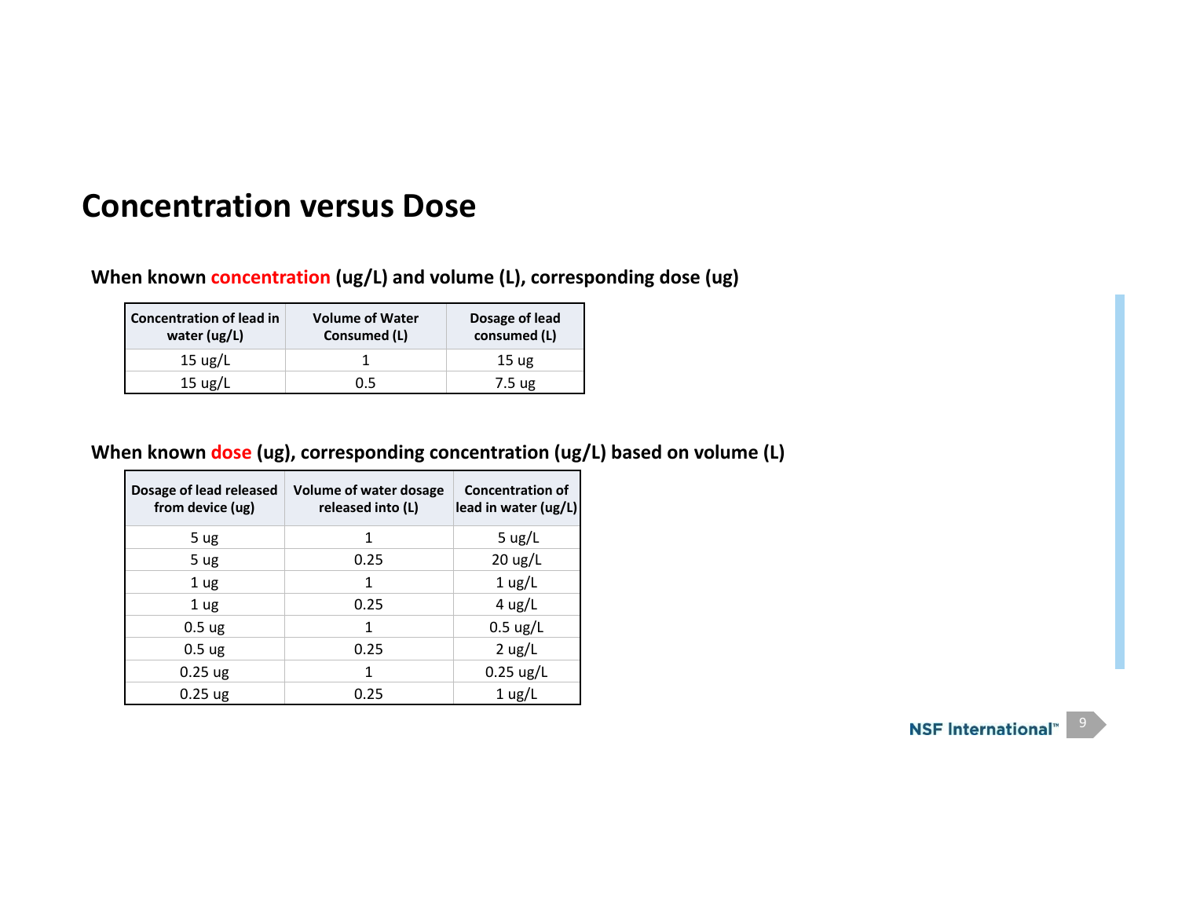# Concentration versus Dose

**When known concentration (ug/L) and volume (L), corresponding dose (ug)**

| Concentration of lead in water (ug/L) | Volume of Water Consumed (L) | Dosage of lead consumed (L) |
|---|---|---|
| 15 ug/L | 1 | 15 ug |
| 15 ug/L | 0.5 | 7.5 ug |

**When known dose (ug), corresponding concentration (ug/L) based on volume (L)**

| Dosage of lead released from device (ug) | Volume of water dosage released into (L) | Concentration of lead in water (ug/L) |
|---|---|---|
| 5 ug | 1 | 5 ug/L |
| 5 ug | 0.25 | 20 ug/L |
| 1 ug | 1 | 1 ug/L |
| 1 ug | 0.25 | 4 ug/L |
| 0.5 ug | 1 | 0.5 ug/L |
| 0.5 ug | 0.25 | 2 ug/L |
| 0.25 ug | 1 | 0.25 ug/L |
| 0.25 ug | 0.25 | 1 ug/L |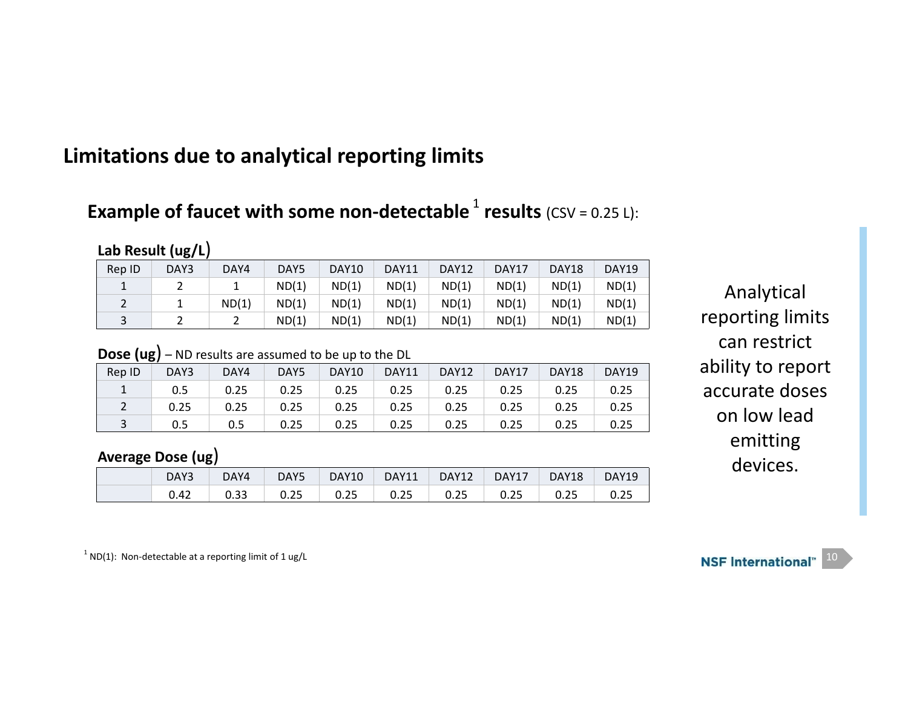# Limitations due to analytical reporting limits

## Example of faucet with some non-detectable[1] results (CSV = 0.25 L):

**Lab Result (ug/L)**

| Rep ID | DAY3 | DAY4 | DAY5 | DAY10 | DAY11 | DAY12 | DAY17 | DAY18 | DAY19 |
|---|---|---|---|---|---|---|---|---|---|
| 1 | 2 | 1 | ND(1) | ND(1) | ND(1) | ND(1) | ND(1) | ND(1) | ND(1) |
| 2 | 1 | ND(1) | ND(1) | ND(1) | ND(1) | ND(1) | ND(1) | ND(1) | ND(1) |
| 3 | 2 | 2 | ND(1) | ND(1) | ND(1) | ND(1) | ND(1) | ND(1) | ND(1) |

**Dose (ug)** – ND results are assumed to be up to the DL

| Rep ID | DAY3 | DAY4 | DAY5 | DAY10 | DAY11 | DAY12 | DAY17 | DAY18 | DAY19 |
|---|---|---|---|---|---|---|---|---|---|
| 1 | 0.5 | 0.25 | 0.25 | 0.25 | 0.25 | 0.25 | 0.25 | 0.25 | 0.25 |
| 2 | 0.25 | 0.25 | 0.25 | 0.25 | 0.25 | 0.25 | 0.25 | 0.25 | 0.25 |
| 3 | 0.5 | 0.5 | 0.25 | 0.25 | 0.25 | 0.25 | 0.25 | 0.25 | 0.25 |

**Average Dose (ug)**

| | DAY3 | DAY4 | DAY5 | DAY10 | DAY11 | DAY12 | DAY17 | DAY18 | DAY19 |
|---|---|---|---|---|---|---|---|---|---|
| | 0.42 | 0.33 | 0.25 | 0.25 | 0.25 | 0.25 | 0.25 | 0.25 | 0.25 |

Analytical reporting limits can restrict ability to report accurate doses on low lead emitting devices.

[1] ND(1): Non-detectable at a reporting limit of 1 ug/L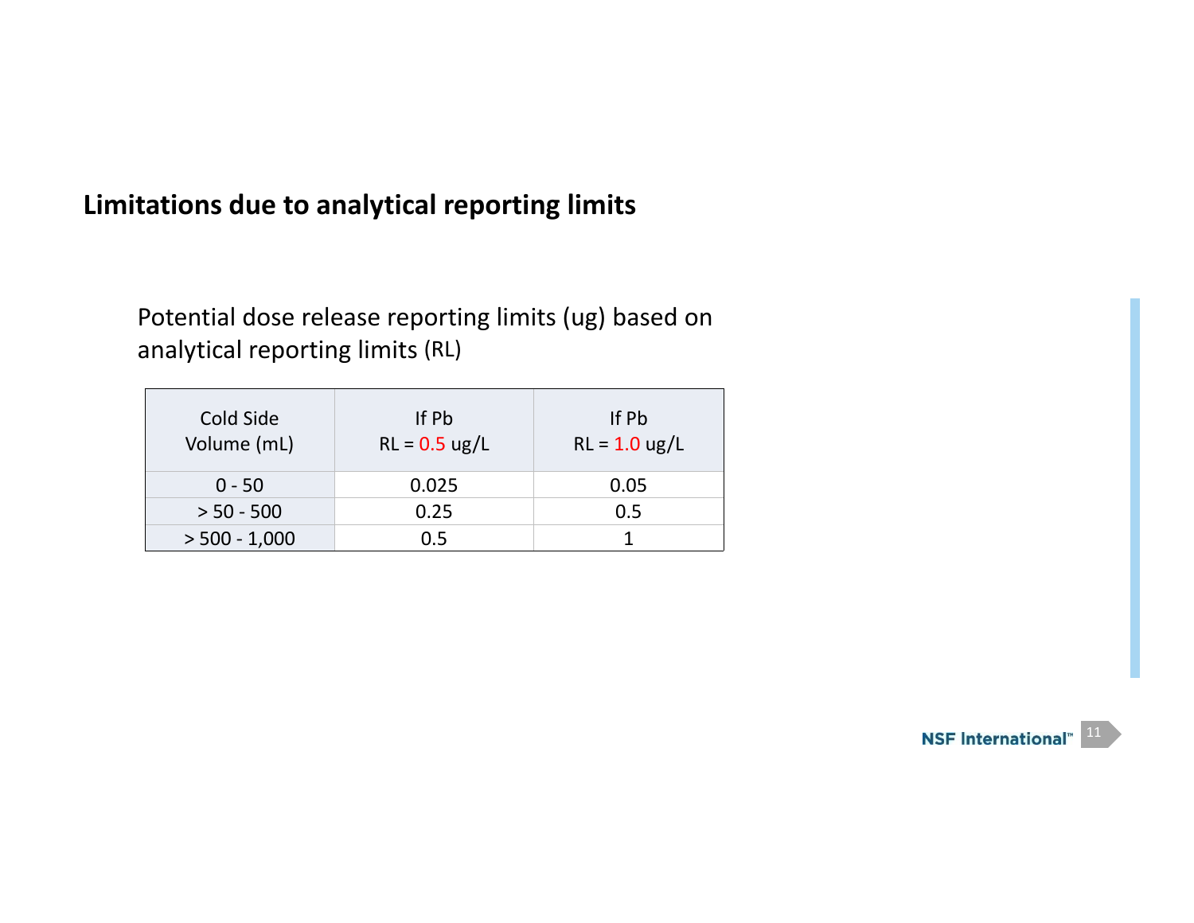## Limitations due to analytical reporting limits

Potential dose release reporting limits (ug) based on analytical reporting limits (RL)

| Cold Side Volume (mL) | If Pb RL = 0.5 ug/L | If Pb RL = 1.0 ug/L |
|---|---|---|
| 0 - 50 | 0.025 | 0.05 |
| > 50 - 500 | 0.25 | 0.5 |
| > 500 - 1,000 | 0.5 | 1 |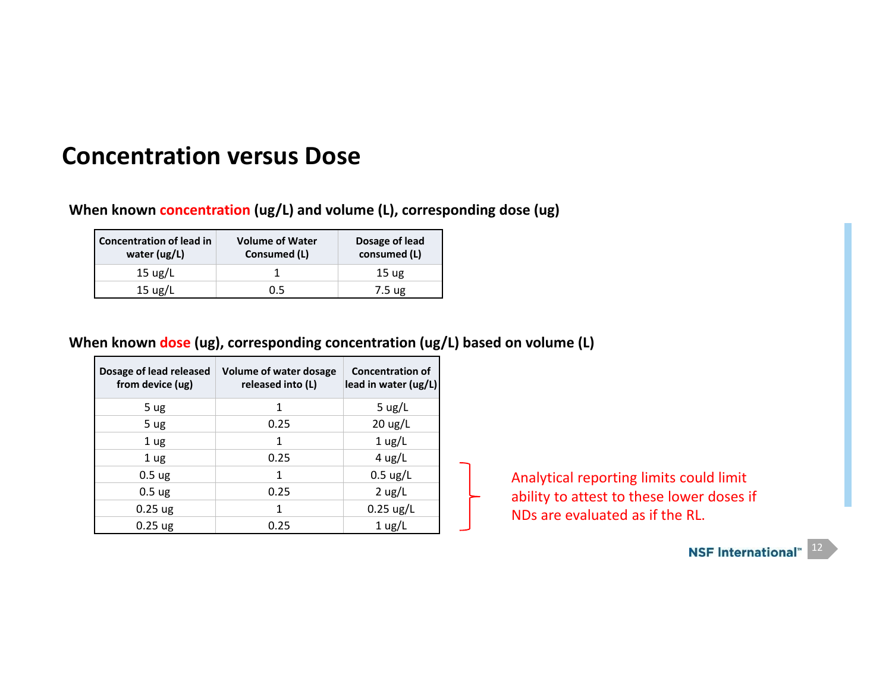# Concentration versus Dose

**When known concentration (ug/L) and volume (L), corresponding dose (ug)**

| Concentration of lead in water (ug/L) | Volume of Water Consumed (L) | Dosage of lead consumed (L) |
|---|---|---|
| 15 ug/L | 1 | 15 ug |
| 15 ug/L | 0.5 | 7.5 ug |

**When known dose (ug), corresponding concentration (ug/L) based on volume (L)**

| Dosage of lead released from device (ug) | Volume of water dosage released into (L) | Concentration of lead in water (ug/L) |
|---|---|---|
| 5 ug | 1 | 5 ug/L |
| 5 ug | 0.25 | 20 ug/L |
| 1 ug | 1 | 1 ug/L |
| 1 ug | 0.25 | 4 ug/L |
| 0.5 ug | 1 | 0.5 ug/L |
| 0.5 ug | 0.25 | 2 ug/L |
| 0.25 ug | 1 | 0.25 ug/L |
| 0.25 ug | 0.25 | 1 ug/L |

Analytical reporting limits could limit ability to attest to these lower doses if NDs are evaluated as if the RL.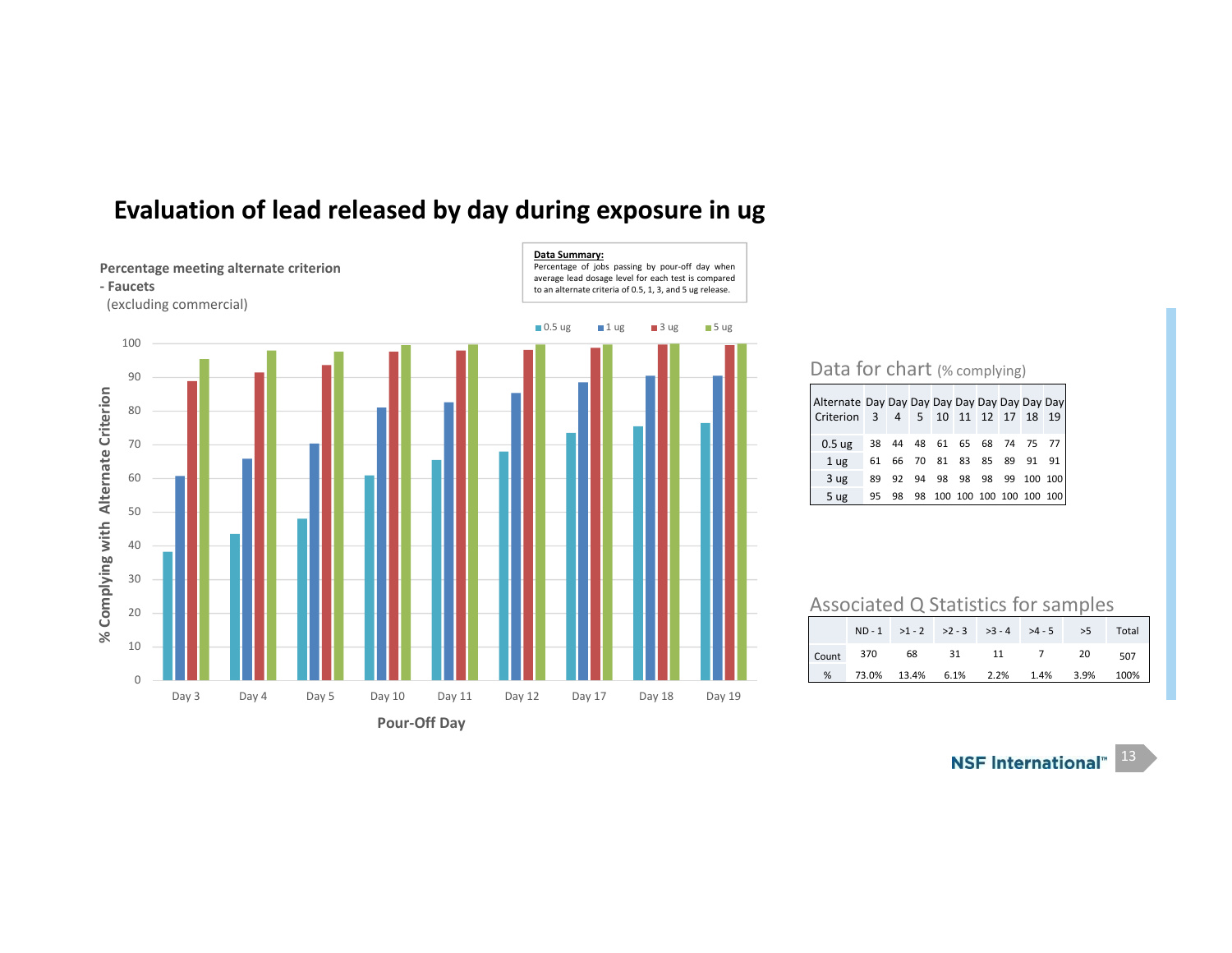# Evaluation of lead released by day during exposure in ug

**Percentage meeting alternate criterion - Faucets**
(excluding commercial)

**Data Summary:**
Percentage of jobs passing by pour-off day when average lead dosage level for each test is compared to an alternate criteria of 0.5, 1, 3, and 5 ug release.

## Data for chart (% complying)

| Alternate Criterion | Day 3 | Day 4 | Day 5 | Day 10 | Day 11 | Day 12 | Day 17 | Day 18 | Day 19 |
|---|---|---|---|---|---|---|---|---|---|
| 0.5 ug | 38 | 44 | 48 | 61 | 65 | 68 | 74 | 75 | 77 |
| 1 ug | 61 | 66 | 70 | 81 | 83 | 85 | 89 | 91 | 91 |
| 3 ug | 89 | 92 | 94 | 98 | 98 | 98 | 99 | 100 | 100 |
| 5 ug | 95 | 98 | 98 | 100 | 100 | 100 | 100 | 100 | 100 |

## Associated Q Statistics for samples

| | ND - 1 | >1 - 2 | >2 - 3 | >3 - 4 | >4 - 5 | >5 | Total |
|---|---|---|---|---|---|---|---|
| Count | 370 | 68 | 31 | 11 | 7 | 20 | 507 |
| % | 73.0% | 13.4% | 6.1% | 2.2% | 1.4% | 3.9% | 100% |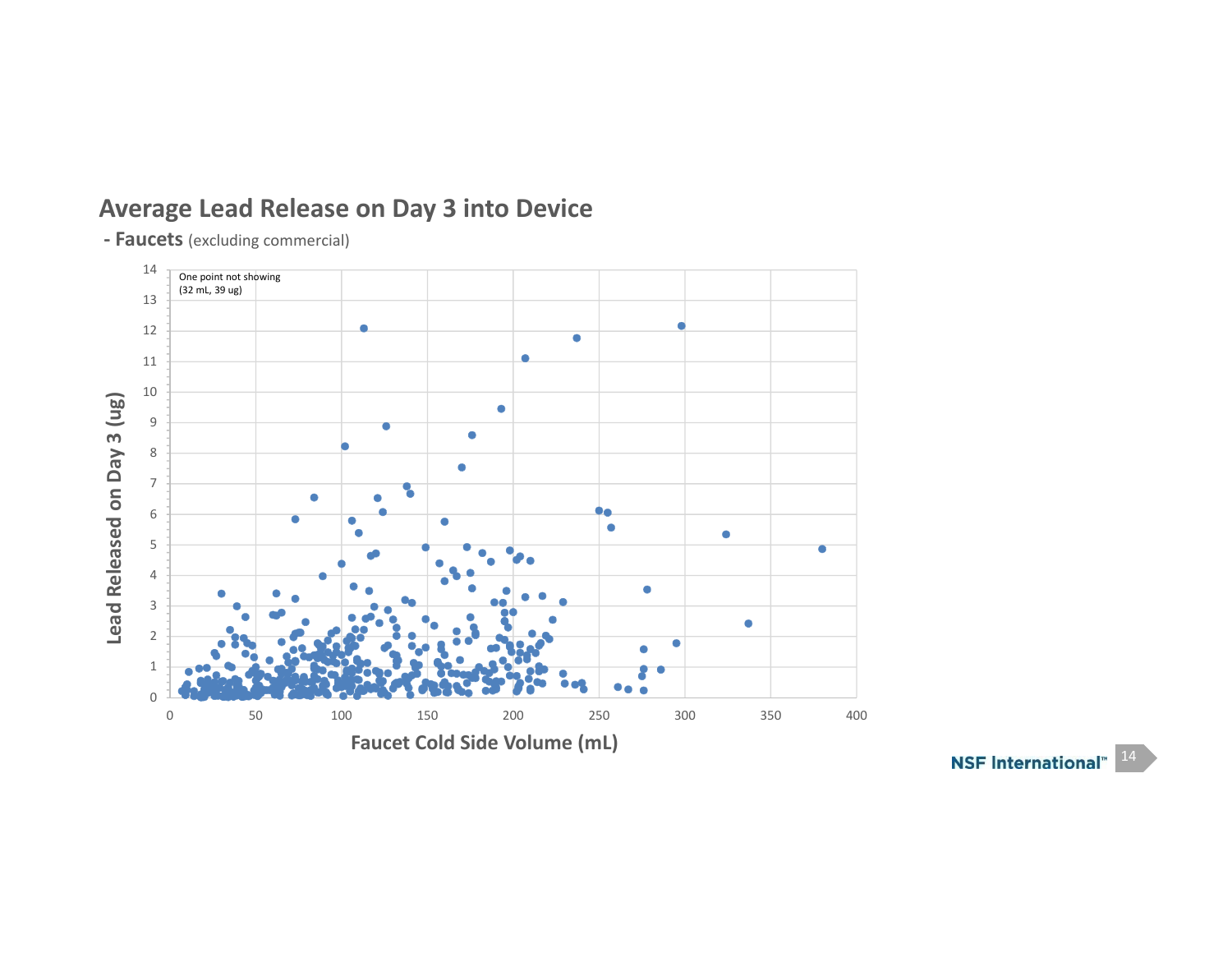# Average Lead Release on Day 3 into Device

**- Faucets** (excluding commercial)

One point not showing (32 mL, 39 ug)

Lead Released on Day 3 (ug)

Faucet Cold Side Volume (mL)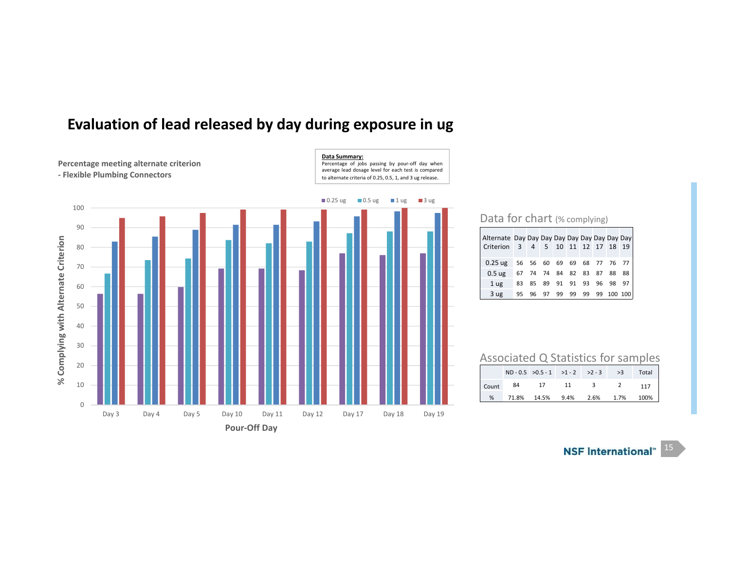# Evaluation of lead released by day during exposure in ug

**Percentage meeting alternate criterion**
**- Flexible Plumbing Connectors**

**Data Summary:**
Percentage of jobs passing by pour-off day when average lead dosage level for each test is compared to alternate criteria of 0.25, 0.5, 1, and 3 ug release.

## Data for chart (% complying)

| Alternate Criterion | Day 3 | Day 4 | Day 5 | Day 10 | Day 11 | Day 12 | Day 17 | Day 18 | Day 19 |
|---|---|---|---|---|---|---|---|---|---|
| 0.25 ug | 56 | 56 | 60 | 69 | 69 | 68 | 77 | 76 | 77 |
| 0.5 ug | 67 | 74 | 74 | 84 | 82 | 83 | 87 | 88 | 88 |
| 1 ug | 83 | 85 | 89 | 91 | 91 | 93 | 96 | 98 | 97 |
| 3 ug | 95 | 96 | 97 | 99 | 99 | 99 | 99 | 100 | 100 |

## Associated Q Statistics for samples

| | ND - 0.5 | >0.5 - 1 | >1 - 2 | >2 - 3 | >3 | Total |
|---|---|---|---|---|---|---|
| Count | 84 | 17 | 11 | 3 | 2 | 117 |
| % | 71.8% | 14.5% | 9.4% | 2.6% | 1.7% | 100% |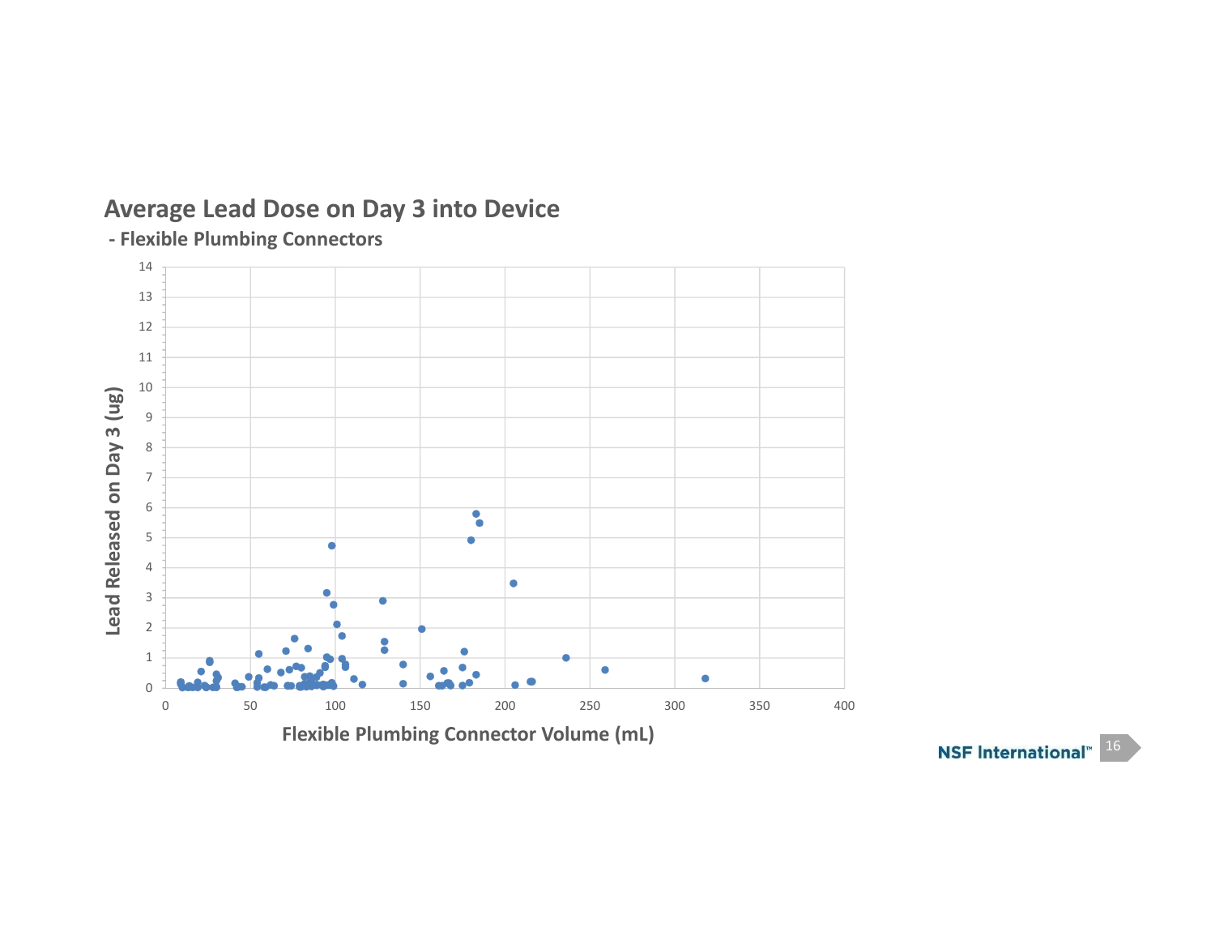## Average Lead Dose on Day 3 into Device

**- Flexible Plumbing Connectors**

Lead Released on Day 3 (ug)

Flexible Plumbing Connector Volume (mL)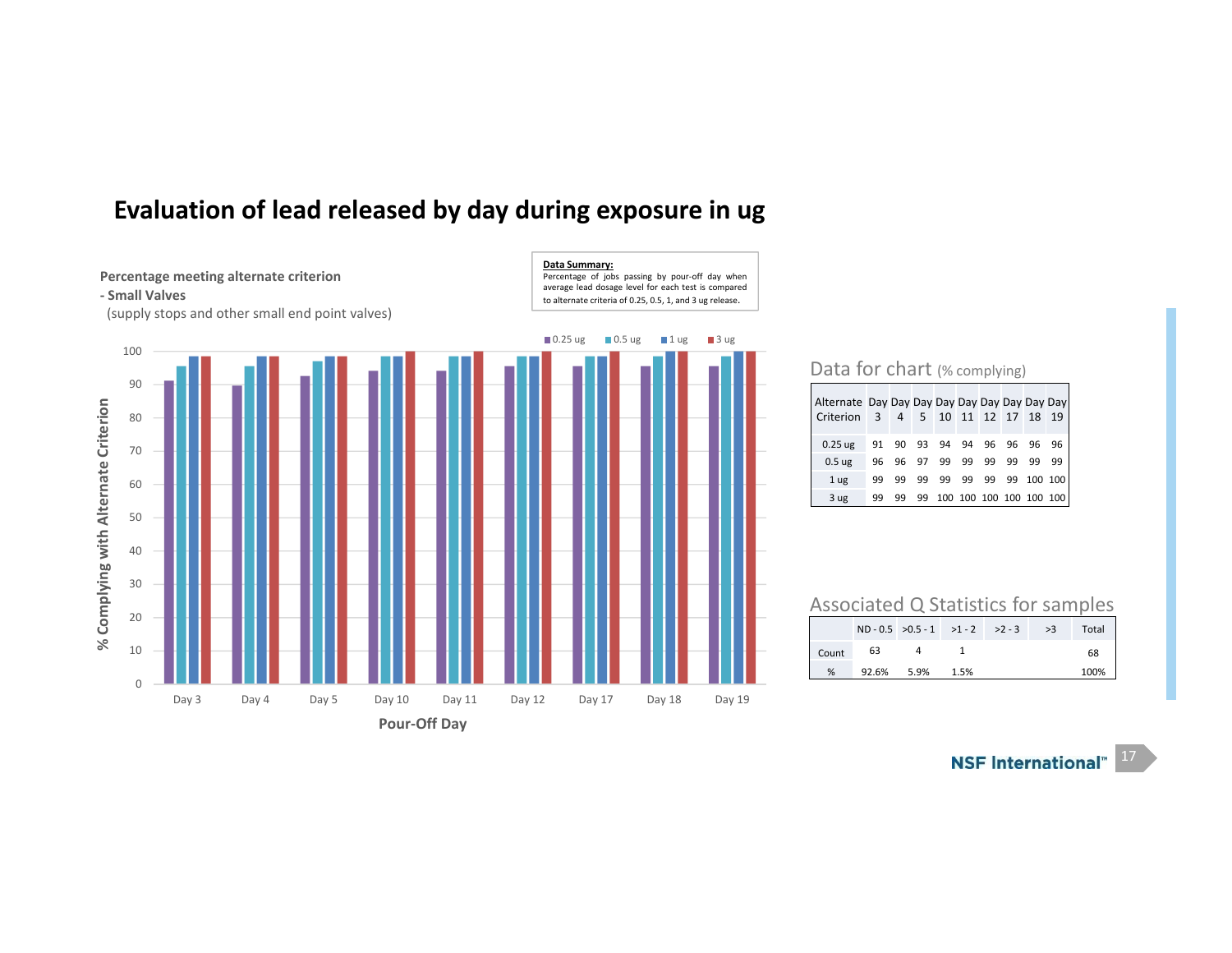# Evaluation of lead released by day during exposure in ug

**Percentage meeting alternate criterion**
**- Small Valves**
(supply stops and other small end point valves)

**Data Summary:**
Percentage of jobs passing by pour-off day when average lead dosage level for each test is compared to alternate criteria of 0.25, 0.5, 1, and 3 ug release.

## Data for chart (% complying)

| Alternate Criterion | Day 3 | Day 4 | Day 5 | Day 10 | Day 11 | Day 12 | Day 17 | Day 18 | Day 19 |
|---|---|---|---|---|---|---|---|---|---|
| 0.25 ug | 91 | 90 | 93 | 94 | 94 | 96 | 96 | 96 | 96 |
| 0.5 ug | 96 | 96 | 97 | 99 | 99 | 99 | 99 | 99 | 99 |
| 1 ug | 99 | 99 | 99 | 99 | 99 | 99 | 99 | 100 | 100 |
| 3 ug | 99 | 99 | 99 | 100 | 100 | 100 | 100 | 100 | 100 |

## Associated Q Statistics for samples

| | ND - 0.5 | >0.5 - 1 | >1 - 2 | >2 - 3 | >3 | Total |
|---|---|---|---|---|---|---|
| Count | 63 | 4 | 1 | | | 68 |
| % | 92.6% | 5.9% | 1.5% | | | 100% |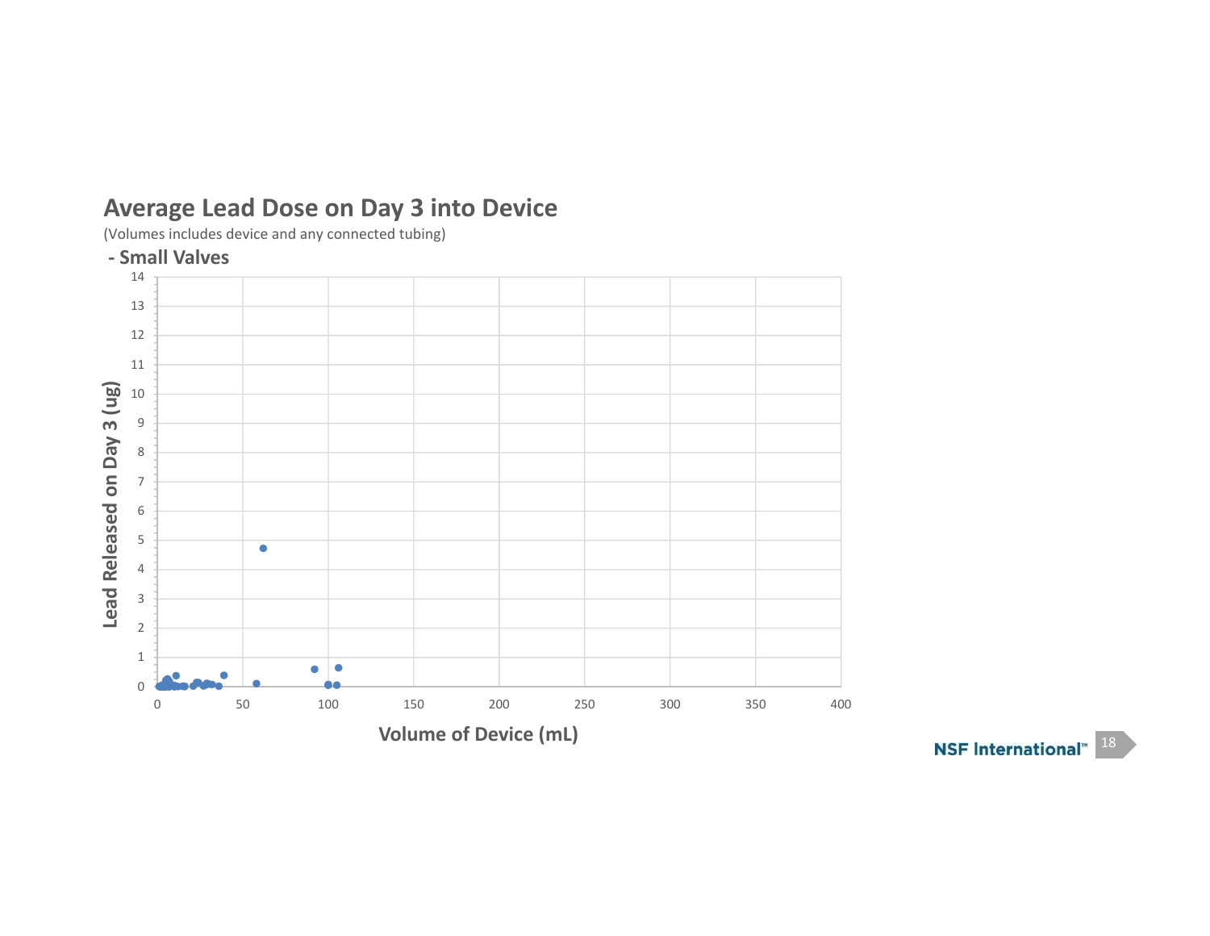## Average Lead Dose on Day 3 into Device

(Volumes includes device and any connected tubing)

**- Small Valves**

Lead Released on Day 3 (ug)

Volume of Device (mL)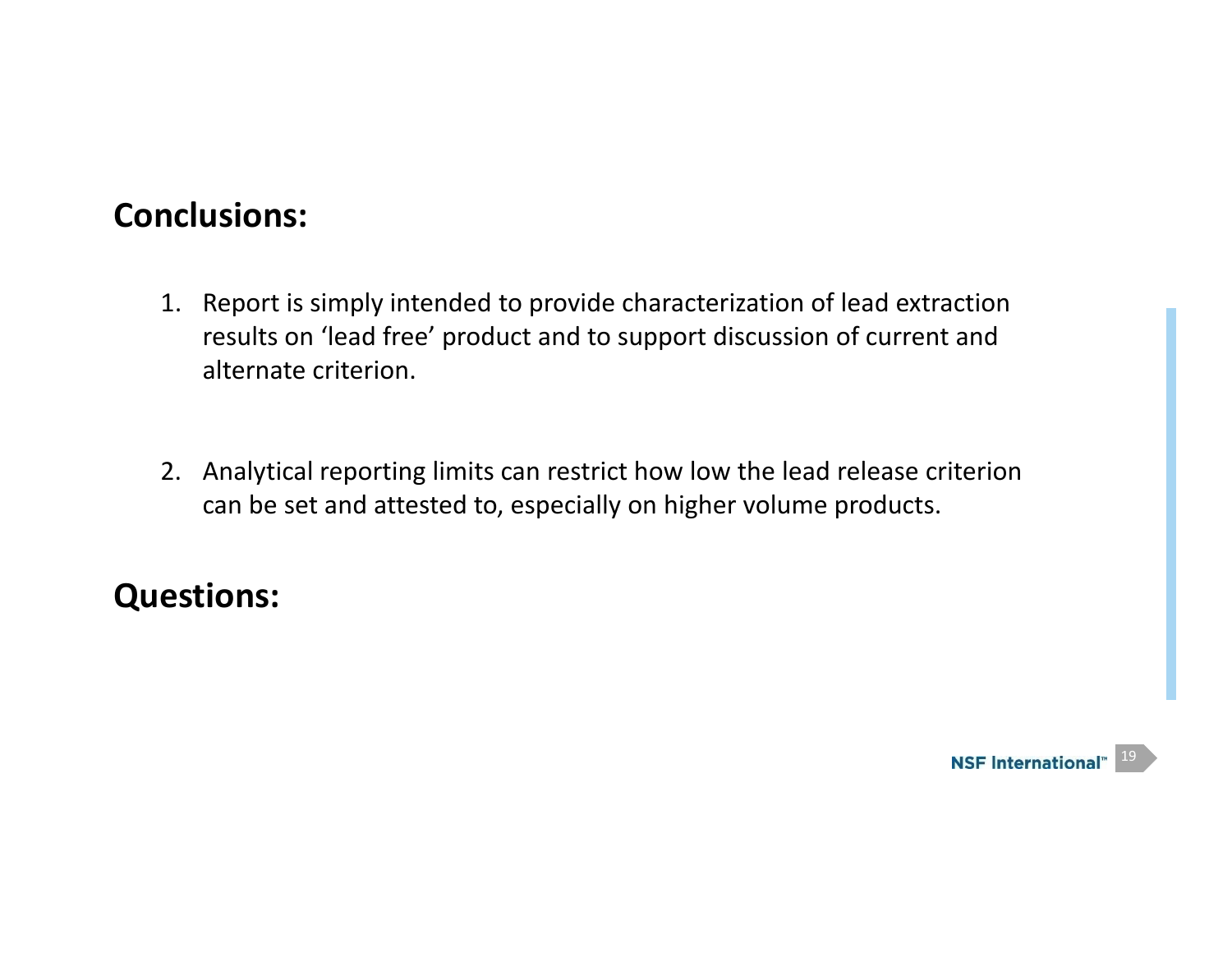## Conclusions:

1. Report is simply intended to provide characterization of lead extraction results on 'lead free' product and to support discussion of current and alternate criterion.

2. Analytical reporting limits can restrict how low the lead release criterion can be set and attested to, especially on higher volume products.

## Questions: